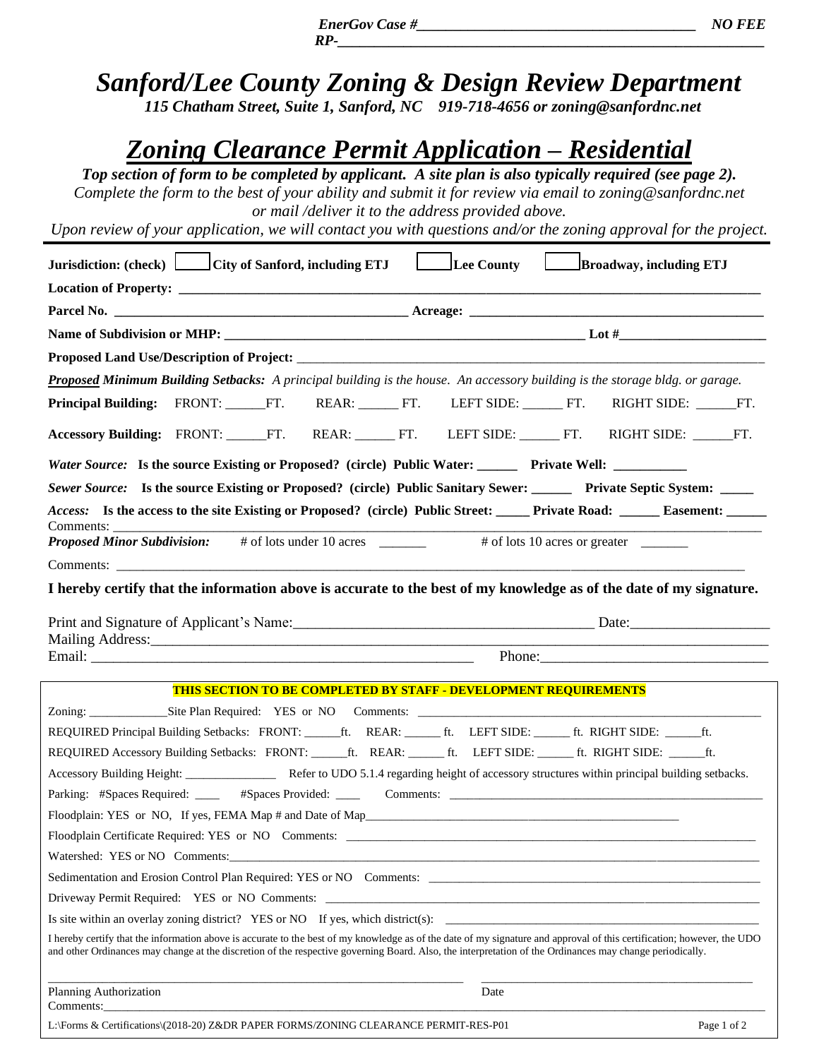***EnerGov Case #_______________________________________ NO FEE***
***RP-_____________________________________________________________***

# *Sanford/Lee County Zoning & Design Review Department*

***115 Chatham Street, Suite 1, Sanford, NC 919-718-4656 or zoning@sanfordnc.net***

## ***Zoning Clearance Permit Application – Residential***

***Top section of form to be completed by applicant. A site plan is also typically required (see page 2).***

*Complete the form to the best of your ability and submit it for review via email to zoning@sanfordnc.net or mail /deliver it to the address provided above.*

*Upon review of your application, we will contact you with questions and/or the zoning approval for the project.*

---

**Jurisdiction: (check)** ☐ **City of Sanford, including ETJ** ☐ **Lee County** ☐ **Broadway, including ETJ**

**Location of Property:** ______________________________________________________________________________

**Parcel No.** ___________________________________________ **Acreage:** ___________________________________________

**Name of Subdivision or MHP:** _______________________________________________________ **Lot #**______________________

**Proposed Land Use/Description of Project:** __________________________________________________________________________

***Proposed** Minimum Building Setbacks:* *A principal building is the house. An accessory building is the storage bldg. or garage.*

**Principal Building:** FRONT: ______FT. REAR: ______ FT. LEFT SIDE: ______ FT. RIGHT SIDE: ______FT.

**Accessory Building:** FRONT: ______FT. REAR: ______ FT. LEFT SIDE: ______ FT. RIGHT SIDE: ______FT.

***Water Source:*** **Is the source Existing or Proposed? (circle) Public Water: ______ Private Well: __________**

***Sewer Source:*** **Is the source Existing or Proposed? (circle) Public Sanitary Sewer: ______ Private Septic System: _____**

***Access:*** **Is the access to the site Existing or Proposed? (circle) Public Street: _____ Private Road: ______ Easement: ______**

Comments: ____________________________________________________________________________________________

***Proposed Minor Subdivision:*** # of lots under 10 acres _______ # of lots 10 acres or greater _______

Comments: ____________________________________________________________________________________________

**I hereby certify that the information above is accurate to the best of my knowledge as of the date of my signature.**

Print and Signature of Applicant's Name:________________________________________ Date:__________________

Mailing Address:_______________________________________________________________________________________

Email: ___________________________________________________ Phone:______________________________

---

**THIS SECTION TO BE COMPLETED BY STAFF - DEVELOPMENT REQUIREMENTS**

Zoning: _____________Site Plan Required: YES or NO Comments: ________________________________________________

REQUIRED Principal Building Setbacks: FRONT: ______ft. REAR: ______ ft. LEFT SIDE: ______ ft. RIGHT SIDE: ______ft.

REQUIRED Accessory Building Setbacks: FRONT: ______ft. REAR: ______ ft. LEFT SIDE: ______ ft. RIGHT SIDE: ______ft.

Accessory Building Height: _______________ Refer to UDO 5.1.4 regarding height of accessory structures within principal building setbacks.

Parking: #Spaces Required: ____ #Spaces Provided: ____ Comments: ____________________________________________

Floodplain: YES or NO, If yes, FEMA Map # and Date of Map_____________________________________________________

Floodplain Certificate Required: YES or NO Comments: ________________________________________________________

Watershed: YES or NO Comments:_________________________________________________________________________

Sedimentation and Erosion Control Plan Required: YES or NO Comments: ______________________________________________

Driveway Permit Required: YES or NO Comments: _____________________________________________________________

Is site within an overlay zoning district? YES or NO If yes, which district(s): ___________________________________________

I hereby certify that the information above is accurate to the best of my knowledge as of the date of my signature and approval of this certification; however, the UDO and other Ordinances may change at the discretion of the respective governing Board. Also, the interpretation of the Ordinances may change periodically.

_________________________________________________________ ________________________________________

Planning Authorization Date

Comments:_____________________________________________________________________________________________

L:\Forms & Certifications\(2018-20) Z&DR PAPER FORMS/ZONING CLEARANCE PERMIT-RES-P01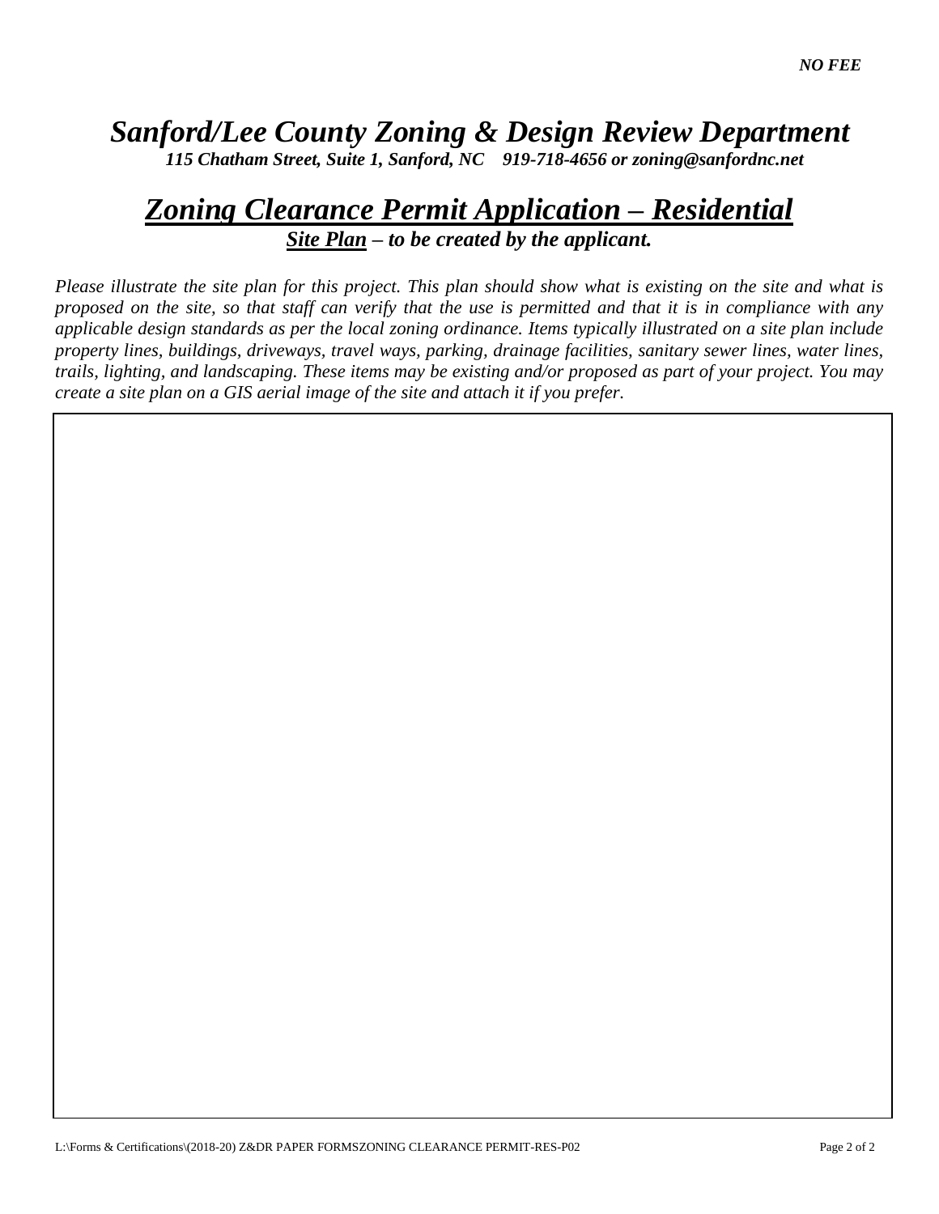***NO FEE***

# *Sanford/Lee County Zoning & Design Review Department*

***115 Chatham Street, Suite 1, Sanford, NC 919-718-4656 or zoning@sanfordnc.net***

## ***Zoning Clearance Permit Application – Residential***

***Site Plan – to be created by the applicant.***

*Please illustrate the site plan for this project. This plan should show what is existing on the site and what is proposed on the site, so that staff can verify that the use is permitted and that it is in compliance with any applicable design standards as per the local zoning ordinance. Items typically illustrated on a site plan include property lines, buildings, driveways, travel ways, parking, drainage facilities, sanitary sewer lines, water lines, trails, lighting, and landscaping. These items may be existing and/or proposed as part of your project. You may create a site plan on a GIS aerial image of the site and attach it if you prefer.*

L:\Forms & Certifications\(2018-20) Z&DR PAPER FORMSZONING CLEARANCE PERMIT-RES-P02